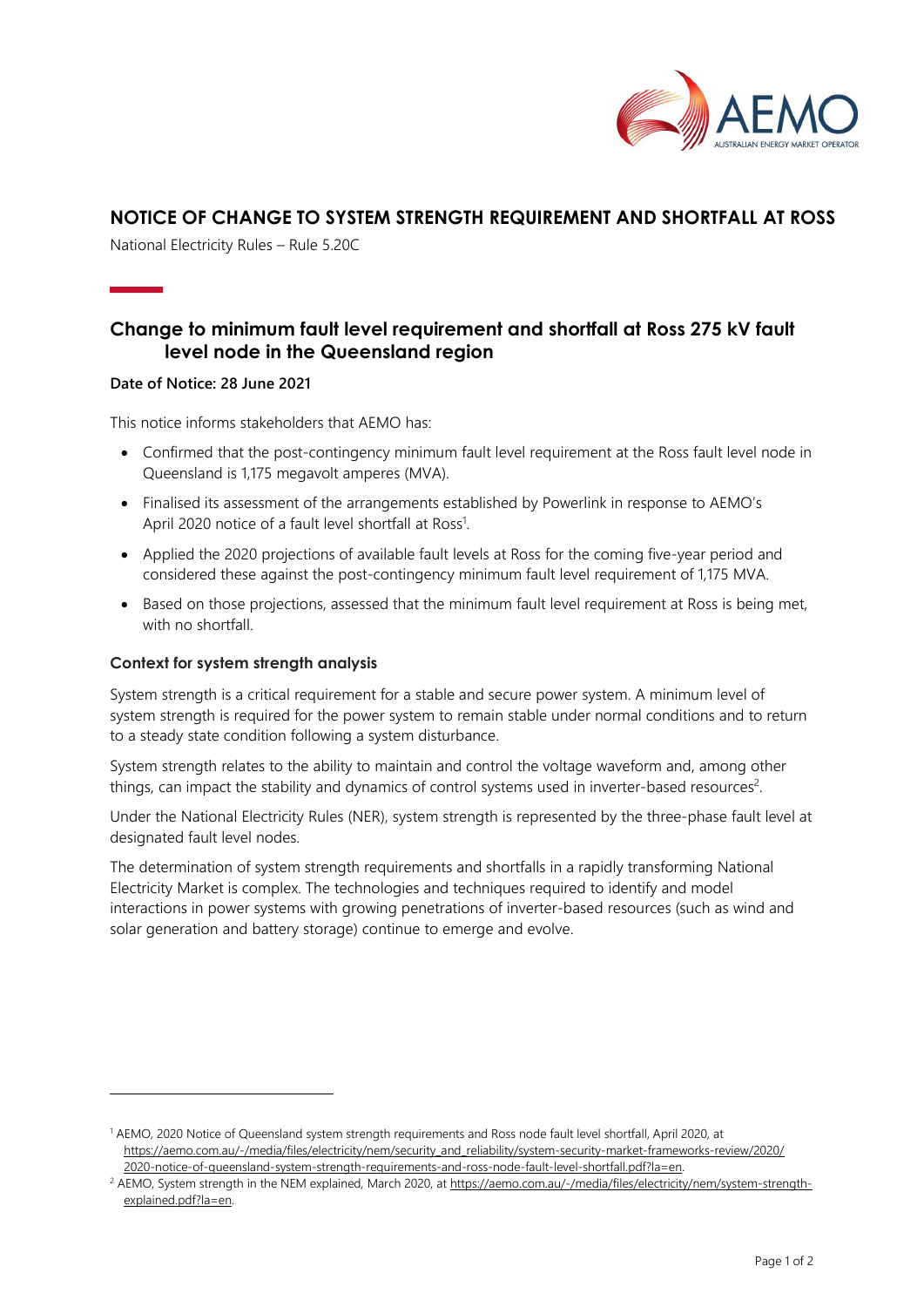# NOTICE OF CHANGE TO SYSTEM STRENGTH REQUIREMENT AND SHORTFALL AT ROSS

National Electricity Rules – Rule 5.20C

## Change to minimum fault level requirement and shortfall at Ross 275 kV fault level node in the Queensland region

**Date of Notice: 28 June 2021**

This notice informs stakeholders that AEMO has:

- Confirmed that the post-contingency minimum fault level requirement at the Ross fault level node in Queensland is 1,175 megavolt amperes (MVA).
- Finalised its assessment of the arrangements established by Powerlink in response to AEMO's April 2020 notice of a fault level shortfall at Ross[1].
- Applied the 2020 projections of available fault levels at Ross for the coming five-year period and considered these against the post-contingency minimum fault level requirement of 1,175 MVA.
- Based on those projections, assessed that the minimum fault level requirement at Ross is being met, with no shortfall.

### Context for system strength analysis

System strength is a critical requirement for a stable and secure power system. A minimum level of system strength is required for the power system to remain stable under normal conditions and to return to a steady state condition following a system disturbance.

System strength relates to the ability to maintain and control the voltage waveform and, among other things, can impact the stability and dynamics of control systems used in inverter-based resources[2].

Under the National Electricity Rules (NER), system strength is represented by the three-phase fault level at designated fault level nodes.

The determination of system strength requirements and shortfalls in a rapidly transforming National Electricity Market is complex. The technologies and techniques required to identify and model interactions in power systems with growing penetrations of inverter-based resources (such as wind and solar generation and battery storage) continue to emerge and evolve.

---

[1] AEMO, 2020 Notice of Queensland system strength requirements and Ross node fault level shortfall, April 2020, at https://aemo.com.au/-/media/files/electricity/nem/security_and_reliability/system-security-market-frameworks-review/2020/2020-notice-of-queensland-system-strength-requirements-and-ross-node-fault-level-shortfall.pdf?la=en.

[2] AEMO, System strength in the NEM explained, March 2020, at https://aemo.com.au/-/media/files/electricity/nem/system-strength-explained.pdf?la=en.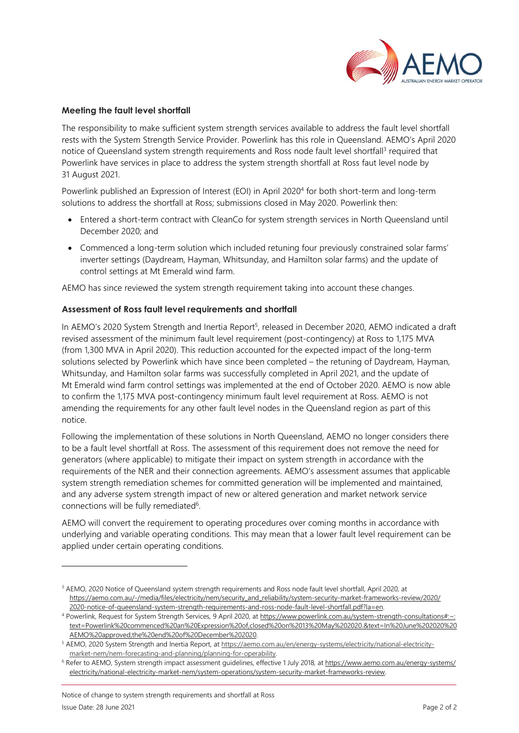### Meeting the fault level shortfall

The responsibility to make sufficient system strength services available to address the fault level shortfall rests with the System Strength Service Provider. Powerlink has this role in Queensland. AEMO's April 2020 notice of Queensland system strength requirements and Ross node fault level shortfall[3] required that Powerlink have services in place to address the system strength shortfall at Ross faut level node by 31 August 2021.

Powerlink published an Expression of Interest (EOI) in April 2020[4] for both short-term and long-term solutions to address the shortfall at Ross; submissions closed in May 2020. Powerlink then:

- Entered a short-term contract with CleanCo for system strength services in North Queensland until December 2020; and
- Commenced a long-term solution which included retuning four previously constrained solar farms' inverter settings (Daydream, Hayman, Whitsunday, and Hamilton solar farms) and the update of control settings at Mt Emerald wind farm.

AEMO has since reviewed the system strength requirement taking into account these changes.

### Assessment of Ross fault level requirements and shortfall

In AEMO's 2020 System Strength and Inertia Report[5], released in December 2020, AEMO indicated a draft revised assessment of the minimum fault level requirement (post-contingency) at Ross to 1,175 MVA (from 1,300 MVA in April 2020). This reduction accounted for the expected impact of the long-term solutions selected by Powerlink which have since been completed – the retuning of Daydream, Hayman, Whitsunday, and Hamilton solar farms was successfully completed in April 2021, and the update of Mt Emerald wind farm control settings was implemented at the end of October 2020. AEMO is now able to confirm the 1,175 MVA post-contingency minimum fault level requirement at Ross. AEMO is not amending the requirements for any other fault level nodes in the Queensland region as part of this notice.

Following the implementation of these solutions in North Queensland, AEMO no longer considers there to be a fault level shortfall at Ross. The assessment of this requirement does not remove the need for generators (where applicable) to mitigate their impact on system strength in accordance with the requirements of the NER and their connection agreements. AEMO's assessment assumes that applicable system strength remediation schemes for committed generation will be implemented and maintained, and any adverse system strength impact of new or altered generation and market network service connections will be fully remediated[6].

AEMO will convert the requirement to operating procedures over coming months in accordance with underlying and variable operating conditions. This may mean that a lower fault level requirement can be applied under certain operating conditions.

---

[3] AEMO, 2020 Notice of Queensland system strength requirements and Ross node fault level shortfall, April 2020, at https://aemo.com.au/-/media/files/electricity/nem/security_and_reliability/system-security-market-frameworks-review/2020/2020-notice-of-queensland-system-strength-requirements-and-ross-node-fault-level-shortfall.pdf?la=en.

[4] Powerlink, Request for System Strength Services, 9 April 2020, at https://www.powerlink.com.au/system-strength-consultations#:~:text=Powerlink%20commenced%20an%20Expression%20of,closed%20on%2013%20May%202020.&text=In%20June%202020%20AEMO%20approved,the%20end%20of%20December%202020.

[5] AEMO, 2020 System Strength and Inertia Report, at https://aemo.com.au/en/energy-systems/electricity/national-electricity-market-nem/nem-forecasting-and-planning/planning-for-operability.

[6] Refer to AEMO, System strength impact assessment guidelines, effective 1 July 2018, at https://www.aemo.com.au/energy-systems/electricity/national-electricity-market-nem/system-operations/system-security-market-frameworks-review.